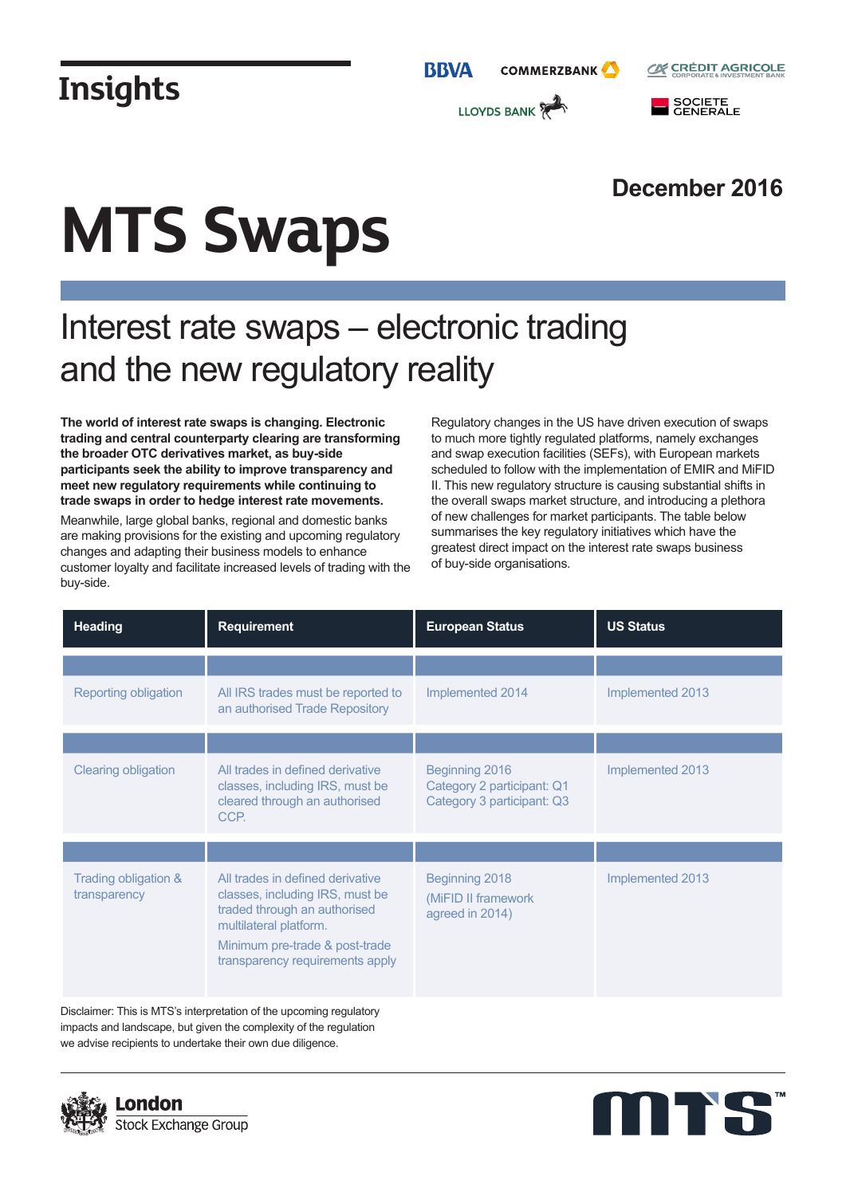Insights

December 2016

# MTS Swaps

## Interest rate swaps – electronic trading and the new regulatory reality

**The world of interest rate swaps is changing. Electronic trading and central counterparty clearing are transforming the broader OTC derivatives market, as buy-side participants seek the ability to improve transparency and meet new regulatory requirements while continuing to trade swaps in order to hedge interest rate movements.**

Meanwhile, large global banks, regional and domestic banks are making provisions for the existing and upcoming regulatory changes and adapting their business models to enhance customer loyalty and facilitate increased levels of trading with the buy-side.

Regulatory changes in the US have driven execution of swaps to much more tightly regulated platforms, namely exchanges and swap execution facilities (SEFs), with European markets scheduled to follow with the implementation of EMIR and MiFID II. This new regulatory structure is causing substantial shifts in the overall swaps market structure, and introducing a plethora of new challenges for market participants. The table below summarises the key regulatory initiatives which have the greatest direct impact on the interest rate swaps business of buy-side organisations.

| Heading | Requirement | European Status | US Status |
|---|---|---|---|
| Reporting obligation | All IRS trades must be reported to an authorised Trade Repository | Implemented 2014 | Implemented 2013 |
| Clearing obligation | All trades in defined derivative classes, including IRS, must be cleared through an authorised CCP. | Beginning 2016<br>Category 2 participant: Q1<br>Category 3 participant: Q3 | Implemented 2013 |
| Trading obligation & transparency | All trades in defined derivative classes, including IRS, must be traded through an authorised multilateral platform.<br>Minimum pre-trade & post-trade transparency requirements apply | Beginning 2018<br>(MiFID II framework agreed in 2014) | Implemented 2013 |

Disclaimer: This is MTS's interpretation of the upcoming regulatory impacts and landscape, but given the complexity of the regulation we advise recipients to undertake their own due diligence.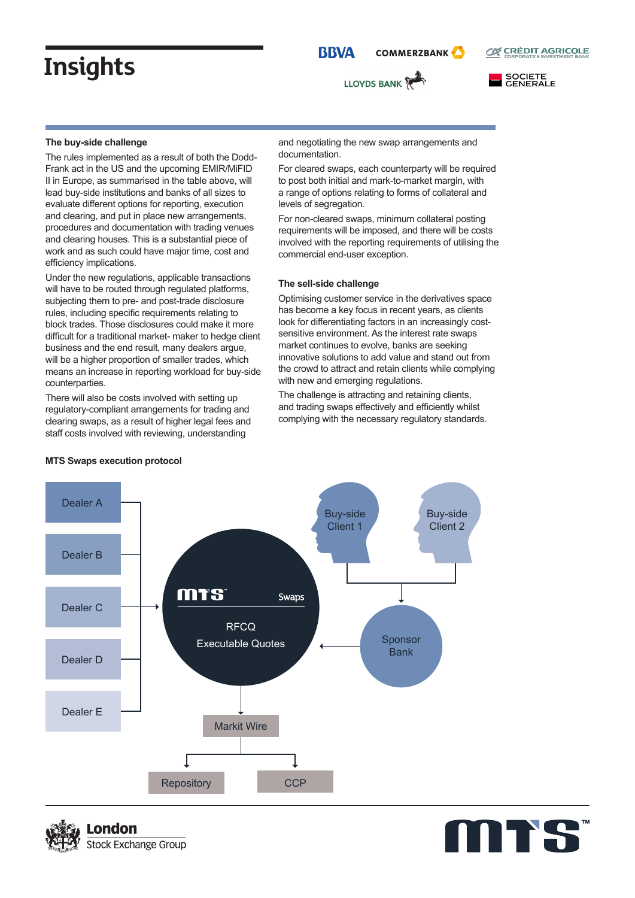# Insights

## The buy-side challenge

The rules implemented as a result of both the Dodd-Frank act in the US and the upcoming EMIR/MiFID II in Europe, as summarised in the table above, will lead buy-side institutions and banks of all sizes to evaluate different options for reporting, execution and clearing, and put in place new arrangements, procedures and documentation with trading venues and clearing houses. This is a substantial piece of work and as such could have major time, cost and efficiency implications.

Under the new regulations, applicable transactions will have to be routed through regulated platforms, subjecting them to pre- and post-trade disclosure rules, including specific requirements relating to block trades. Those disclosures could make it more difficult for a traditional market- maker to hedge client business and the end result, many dealers argue, will be a higher proportion of smaller trades, which means an increase in reporting workload for buy-side counterparties.

There will also be costs involved with setting up regulatory-compliant arrangements for trading and clearing swaps, as a result of higher legal fees and staff costs involved with reviewing, understanding and negotiating the new swap arrangements and documentation.

For cleared swaps, each counterparty will be required to post both initial and mark-to-market margin, with a range of options relating to forms of collateral and levels of segregation.

For non-cleared swaps, minimum collateral posting requirements will be imposed, and there will be costs involved with the reporting requirements of utilising the commercial end-user exception.

## The sell-side challenge

Optimising customer service in the derivatives space has become a key focus in recent years, as clients look for differentiating factors in an increasingly cost-sensitive environment. As the interest rate swaps market continues to evolve, banks are seeking innovative solutions to add value and stand out from the crowd to attract and retain clients while complying with new and emerging regulations.

The challenge is attracting and retaining clients, and trading swaps effectively and efficiently whilst complying with the necessary regulatory standards.

## MTS Swaps execution protocol

Dealer A, Dealer B, Dealer C, Dealer D, Dealer E → MTS Swaps (RFCQ, Executable Quotes)

Buy-side Client 1, Buy-side Client 2 → Sponsor Bank → MTS Swaps

MTS Swaps → Markit Wire → Repository, CCP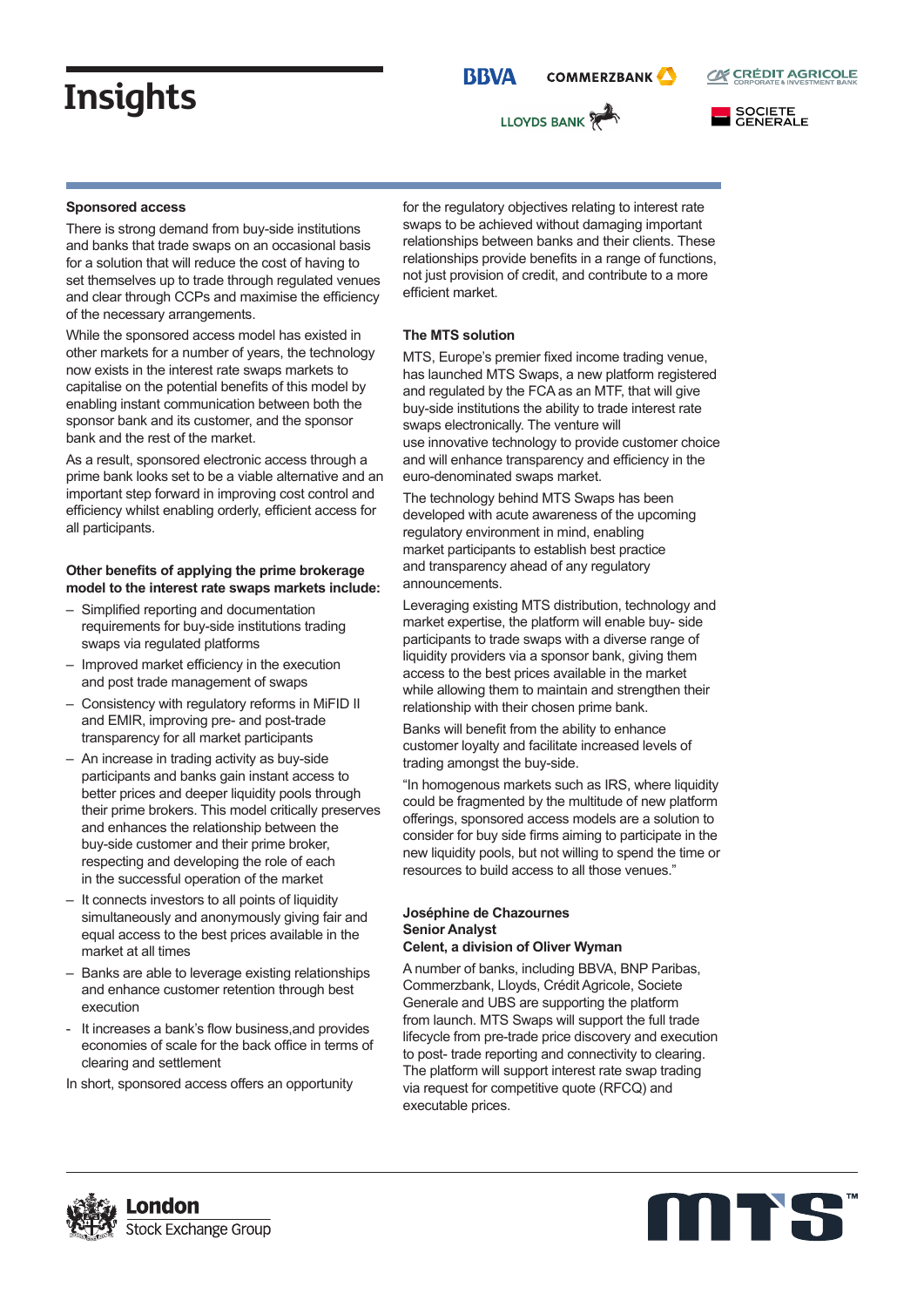# Insights

**Sponsored access**

There is strong demand from buy-side institutions and banks that trade swaps on an occasional basis for a solution that will reduce the cost of having to set themselves up to trade through regulated venues and clear through CCPs and maximise the efficiency of the necessary arrangements.

While the sponsored access model has existed in other markets for a number of years, the technology now exists in the interest rate swaps markets to capitalise on the potential benefits of this model by enabling instant communication between both the sponsor bank and its customer, and the sponsor bank and the rest of the market.

As a result, sponsored electronic access through a prime bank looks set to be a viable alternative and an important step forward in improving cost control and efficiency whilst enabling orderly, efficient access for all participants.

**Other benefits of applying the prime brokerage model to the interest rate swaps markets include:**

- Simplified reporting and documentation requirements for buy-side institutions trading swaps via regulated platforms
- Improved market efficiency in the execution and post trade management of swaps
- Consistency with regulatory reforms in MiFID II and EMIR, improving pre- and post-trade transparency for all market participants
- An increase in trading activity as buy-side participants and banks gain instant access to better prices and deeper liquidity pools through their prime brokers. This model critically preserves and enhances the relationship between the buy-side customer and their prime broker, respecting and developing the role of each in the successful operation of the market
- It connects investors to all points of liquidity simultaneously and anonymously giving fair and equal access to the best prices available in the market at all times
- Banks are able to leverage existing relationships and enhance customer retention through best execution
- It increases a bank's flow business,and provides economies of scale for the back office in terms of clearing and settlement

In short, sponsored access offers an opportunity for the regulatory objectives relating to interest rate swaps to be achieved without damaging important relationships between banks and their clients. These relationships provide benefits in a range of functions, not just provision of credit, and contribute to a more efficient market.

**The MTS solution**

MTS, Europe's premier fixed income trading venue, has launched MTS Swaps, a new platform registered and regulated by the FCA as an MTF, that will give buy-side institutions the ability to trade interest rate swaps electronically. The venture will use innovative technology to provide customer choice and will enhance transparency and efficiency in the euro-denominated swaps market.

The technology behind MTS Swaps has been developed with acute awareness of the upcoming regulatory environment in mind, enabling market participants to establish best practice and transparency ahead of any regulatory announcements.

Leveraging existing MTS distribution, technology and market expertise, the platform will enable buy- side participants to trade swaps with a diverse range of liquidity providers via a sponsor bank, giving them access to the best prices available in the market while allowing them to maintain and strengthen their relationship with their chosen prime bank.

Banks will benefit from the ability to enhance customer loyalty and facilitate increased levels of trading amongst the buy-side.

"In homogenous markets such as IRS, where liquidity could be fragmented by the multitude of new platform offerings, sponsored access models are a solution to consider for buy side firms aiming to participate in the new liquidity pools, but not willing to spend the time or resources to build access to all those venues."

**Joséphine de Chazournes**
**Senior Analyst**
**Celent, a division of Oliver Wyman**

A number of banks, including BBVA, BNP Paribas, Commerzbank, Lloyds, Crédit Agricole, Societe Generale and UBS are supporting the platform from launch. MTS Swaps will support the full trade lifecycle from pre-trade price discovery and execution to post- trade reporting and connectivity to clearing. The platform will support interest rate swap trading via request for competitive quote (RFCQ) and executable prices.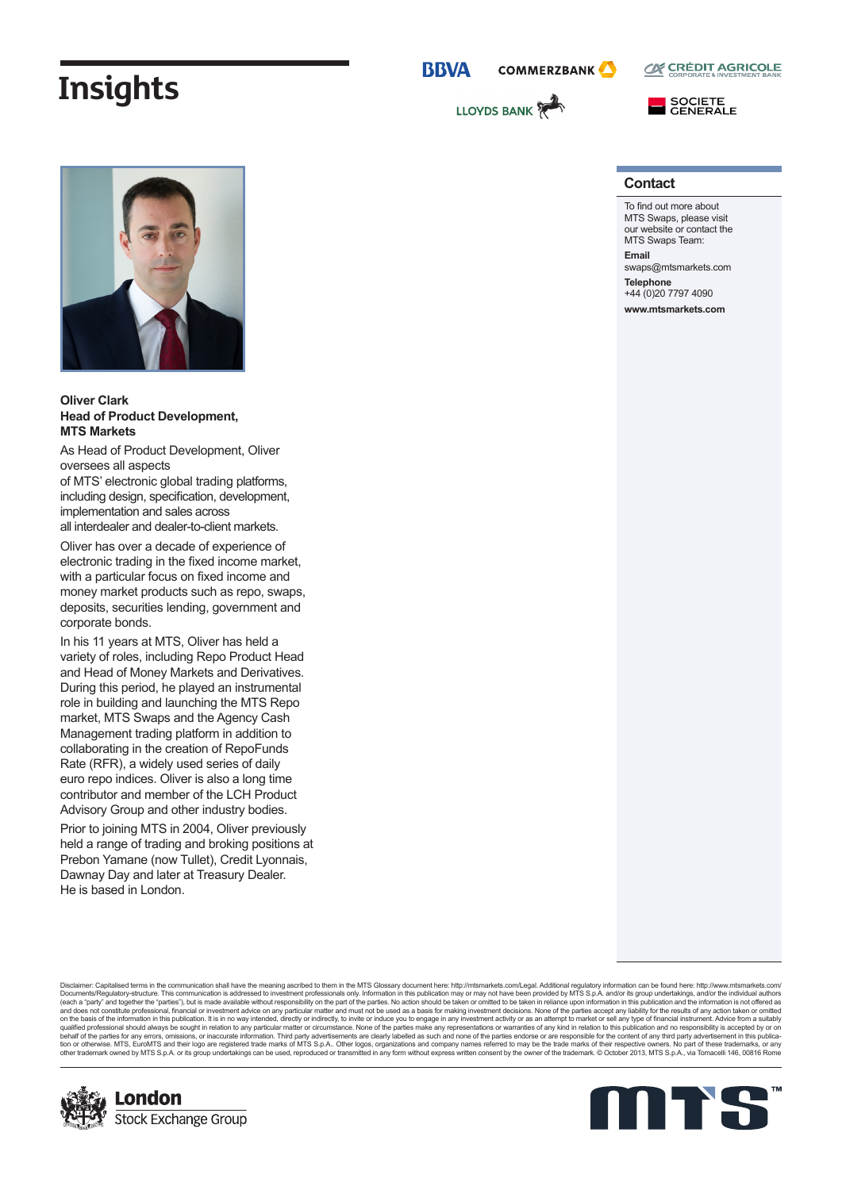# Insights

BBVA COMMERZBANK CRÉDIT AGRICOLE CORPORATE & INVESTMENT BANK

LLOYDS BANK SOCIETE GENERALE

**Oliver Clark**
**Head of Product Development, MTS Markets**

As Head of Product Development, Oliver oversees all aspects of MTS' electronic global trading platforms, including design, specification, development, implementation and sales across all interdealer and dealer-to-client markets.

Oliver has over a decade of experience of electronic trading in the fixed income market, with a particular focus on fixed income and money market products such as repo, swaps, deposits, securities lending, government and corporate bonds.

In his 11 years at MTS, Oliver has held a variety of roles, including Repo Product Head and Head of Money Markets and Derivatives. During this period, he played an instrumental role in building and launching the MTS Repo market, MTS Swaps and the Agency Cash Management trading platform in addition to collaborating in the creation of RepoFunds Rate (RFR), a widely used series of daily euro repo indices. Oliver is also a long time contributor and member of the LCH Product Advisory Group and other industry bodies.

Prior to joining MTS in 2004, Oliver previously held a range of trading and broking positions at Prebon Yamane (now Tullet), Credit Lyonnais, Dawnay Day and later at Treasury Dealer. He is based in London.

## Contact

To find out more about MTS Swaps, please visit our website or contact the MTS Swaps Team:

**Email**
swaps@mtsmarkets.com

**Telephone**
+44 (0)20 7797 4090

**www.mtsmarkets.com**

Disclaimer: Capitalised terms in the communication shall have the meaning ascribed to them in the MTS Glossary document here: http://mtsmarkets.com/Legal. Additional regulatory information can be found here: http://www.mtsmarkets.com/Documents/Regulatory-structure. This communication is addressed to investment professionals only. Information in this publication may or may not have been provided by MTS S.p.A. and/or its group undertakings, and/or the individual authors (each a "party" and together the "parties"), but is made available without responsibility on the part of the parties. No action should be taken or omitted to be taken in reliance upon information in this publication and the information is not offered as and does not constitute professional, financial or investment advice on any particular matter and must not be used as a basis for making investment decisions. None of the parties accept any liability for the results of any action taken or omitted on the basis of the information in this publication. It is in no way intended, directly or indirectly, to invite or induce you to engage in any investment activity or as an attempt to market or sell any type of financial instrument. Advice from a suitably qualified professional should always be sought in relation to any particular matter or circumstance. None of the parties make any representations or warranties of any kind in relation to this publication and no responsibility is accepted by or on behalf of the parties for any errors, omissions, or inaccurate information. Third party advertisements are clearly labelled as such and none of the parties endorse or are responsible for the content of any third party advertisement in this publication or otherwise. MTS, EuroMTS and their logo are registered trade marks of MTS S.p.A.. Other logos, organizations and company names referred to may be the trade marks of their respective owners. No part of these trademarks, or any other trademark owned by MTS S.p.A. or its group undertakings can be used, reproduced or transmitted in any form without express written consent by the owner of the trademark. © October 2013, MTS S.p.A., via Tomacelli 146, 00816 Rome

London Stock Exchange Group

MTS™